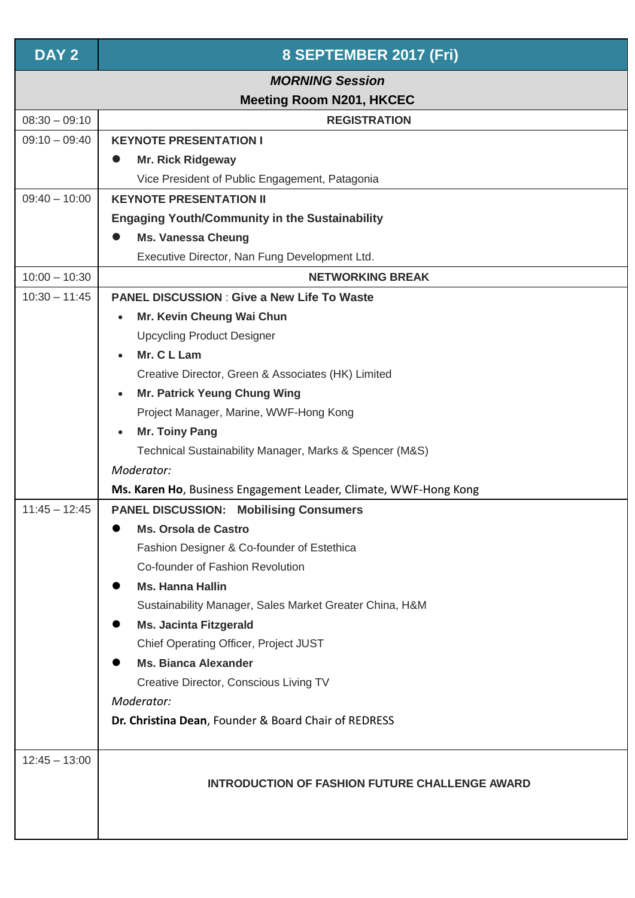| DAY 2 | 8 SEPTEMBER 2017 (Fri) |
|---|---|
| | ***MORNING Session***<br>**Meeting Room N201, HKCEC** |
| 08:30 – 09:10 | **REGISTRATION** |
| 09:10 – 09:40 | **KEYNOTE PRESENTATION I**<br>● **Mr. Rick Ridgeway**<br>Vice President of Public Engagement, Patagonia |
| 09:40 – 10:00 | **KEYNOTE PRESENTATION II**<br>**Engaging Youth/Community in the Sustainability**<br>● **Ms. Vanessa Cheung**<br>Executive Director, Nan Fung Development Ltd. |
| 10:00 – 10:30 | **NETWORKING BREAK** |
| 10:30 – 11:45 | **PANEL DISCUSSION : Give a New Life To Waste**<br>• **Mr. Kevin Cheung Wai Chun**<br>Upcycling Product Designer<br>• **Mr. C L Lam**<br>Creative Director, Green & Associates (HK) Limited<br>• **Mr. Patrick Yeung Chung Wing**<br>Project Manager, Marine, WWF-Hong Kong<br>• **Mr. Toiny Pang**<br>Technical Sustainability Manager, Marks & Spencer (M&S)<br>*Moderator:*<br>**Ms. Karen Ho**, Business Engagement Leader, Climate, WWF-Hong Kong |
| 11:45 – 12:45 | **PANEL DISCUSSION: Mobilising Consumers**<br>● **Ms. Orsola de Castro**<br>Fashion Designer & Co-founder of Estethica<br>Co-founder of Fashion Revolution<br>● **Ms. Hanna Hallin**<br>Sustainability Manager, Sales Market Greater China, H&M<br>● **Ms. Jacinta Fitzgerald**<br>Chief Operating Officer, Project JUST<br>● **Ms. Bianca Alexander**<br>Creative Director, Conscious Living TV<br>*Moderator:*<br>**Dr. Christina Dean**, Founder & Board Chair of REDRESS |
| 12:45 – 13:00 | **INTRODUCTION OF FASHION FUTURE CHALLENGE AWARD** |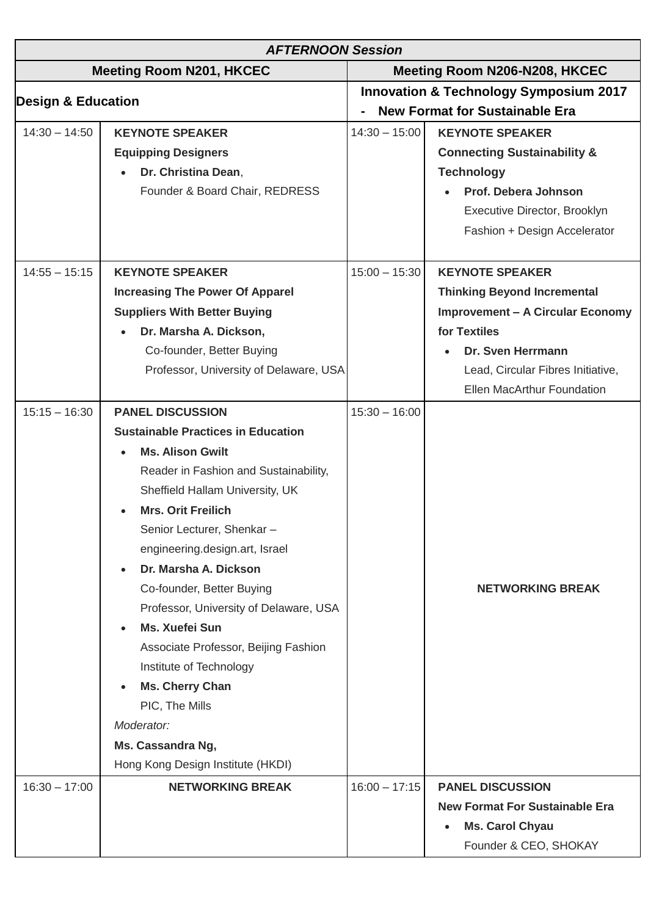| *AFTERNOON Session* | | | |
|---|---|---|---|
| **Meeting Room N201, HKCEC** | | **Meeting Room N206-N208, HKCEC** | |
| **Design & Education** | | **Innovation & Technology Symposium 2017 - New Format for Sustainable Era** | |
| 14:30 – 14:50 | **KEYNOTE SPEAKER**<br>**Equipping Designers**<br>• **Dr. Christina Dean**, Founder & Board Chair, REDRESS | 14:30 – 15:00 | **KEYNOTE SPEAKER**<br>**Connecting Sustainability & Technology**<br>• **Prof. Debera Johnson** Executive Director, Brooklyn Fashion + Design Accelerator |
| 14:55 – 15:15 | **KEYNOTE SPEAKER**<br>**Increasing The Power Of Apparel Suppliers With Better Buying**<br>• **Dr. Marsha A. Dickson,** Co-founder, Better Buying Professor, University of Delaware, USA | 15:00 – 15:30 | **KEYNOTE SPEAKER**<br>**Thinking Beyond Incremental Improvement – A Circular Economy for Textiles**<br>• **Dr. Sven Herrmann** Lead, Circular Fibres Initiative, Ellen MacArthur Foundation |
| 15:15 – 16:30 | **PANEL DISCUSSION**<br>**Sustainable Practices in Education**<br>• **Ms. Alison Gwilt** Reader in Fashion and Sustainability, Sheffield Hallam University, UK<br>• **Mrs. Orit Freilich** Senior Lecturer, Shenkar – engineering.design.art, Israel<br>• **Dr. Marsha A. Dickson** Co-founder, Better Buying Professor, University of Delaware, USA<br>• **Ms. Xuefei Sun** Associate Professor, Beijing Fashion Institute of Technology<br>• **Ms. Cherry Chan** PIC, The Mills<br>*Moderator:*<br>**Ms. Cassandra Ng,** Hong Kong Design Institute (HKDI) | 15:30 – 16:00 | **NETWORKING BREAK** |
| 16:30 – 17:00 | **NETWORKING BREAK** | 16:00 – 17:15 | **PANEL DISCUSSION**<br>**New Format For Sustainable Era**<br>• **Ms. Carol Chyau** Founder & CEO, SHOKAY |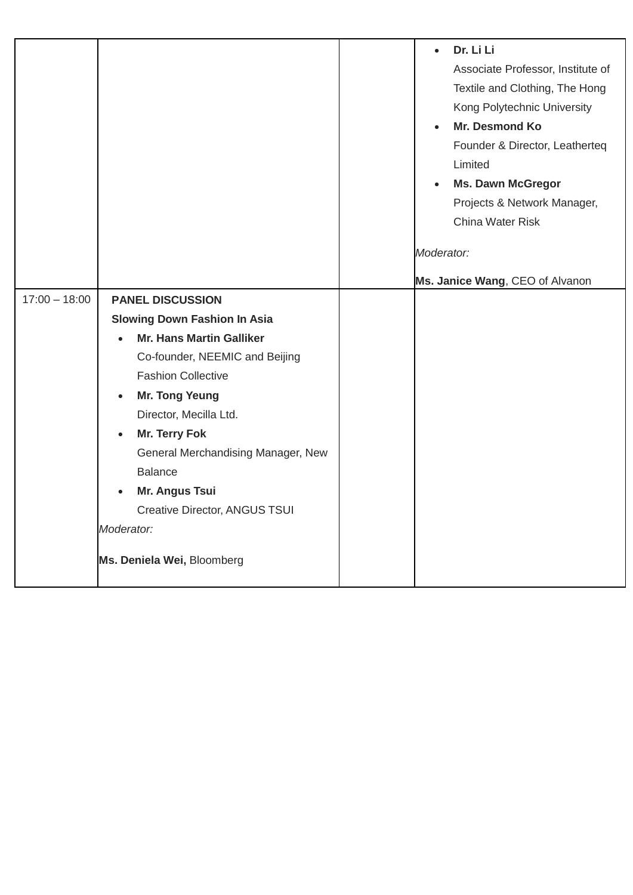| | | | |
|---|---|---|---|
| | | | • **Dr. Li Li** Associate Professor, Institute of Textile and Clothing, The Hong Kong Polytechnic University<br>• **Mr. Desmond Ko** Founder & Director, Leatherteq Limited<br>• **Ms. Dawn McGregor** Projects & Network Manager, China Water Risk<br><br>*Moderator:*<br><br>**Ms. Janice Wang**, CEO of Alvanon |
| 17:00 – 18:00 | **PANEL DISCUSSION**<br>**Slowing Down Fashion In Asia**<br>• **Mr. Hans Martin Galliker** Co-founder, NEEMIC and Beijing Fashion Collective<br>• **Mr. Tong Yeung** Director, Mecilla Ltd.<br>• **Mr. Terry Fok** General Merchandising Manager, New Balance<br>• **Mr. Angus Tsui** Creative Director, ANGUS TSUI<br>*Moderator:*<br><br>**Ms. Deniela Wei,** Bloomberg | | |